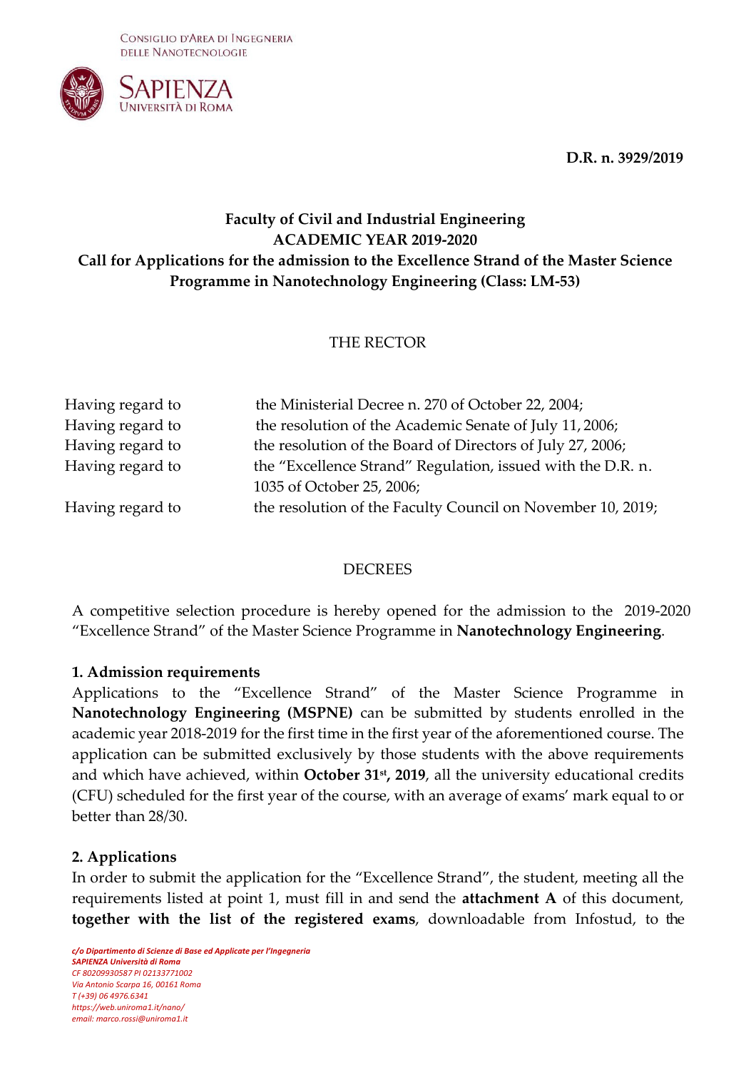Consiglio d'Area di Ingegneria delle Nanotecnologie

SAPIENZA Università di Roma

**D.R. n. 3929/2019**

**Faculty of Civil and Industrial Engineering**
**ACADEMIC YEAR 2019-2020**
**Call for Applications for the admission to the Excellence Strand of the Master Science Programme in Nanotechnology Engineering (Class: LM-53)**

THE RECTOR

| | |
|---|---|
| Having regard to | the Ministerial Decree n. 270 of October 22, 2004; |
| Having regard to | the resolution of the Academic Senate of July 11, 2006; |
| Having regard to | the resolution of the Board of Directors of July 27, 2006; |
| Having regard to | the "Excellence Strand" Regulation, issued with the D.R. n. 1035 of October 25, 2006; |
| Having regard to | the resolution of the Faculty Council on November 10, 2019; |

DECREES

A competitive selection procedure is hereby opened for the admission to the 2019-2020 "Excellence Strand" of the Master Science Programme in **Nanotechnology Engineering**.

**1. Admission requirements**

Applications to the "Excellence Strand" of the Master Science Programme in **Nanotechnology Engineering (MSPNE)** can be submitted by students enrolled in the academic year 2018-2019 for the first time in the first year of the aforementioned course. The application can be submitted exclusively by those students with the above requirements and which have achieved, within **October 31st, 2019**, all the university educational credits (CFU) scheduled for the first year of the course, with an average of exams' mark equal to or better than 28/30.

**2. Applications**

In order to submit the application for the "Excellence Strand", the student, meeting all the requirements listed at point 1, must fill in and send the **attachment A** of this document, **together with the list of the registered exams**, downloadable from Infostud, to the

*c/o Dipartimento di Scienze di Base ed Applicate per l'Ingegneria*
*SAPIENZA Università di Roma*
*CF 80209930587 PI 02133771002*
*Via Antonio Scarpa 16, 00161 Roma*
*T (+39) 06 4976.6341*
*https://web.uniroma1.it/nano/*
*email: marco.rossi@uniroma1.it*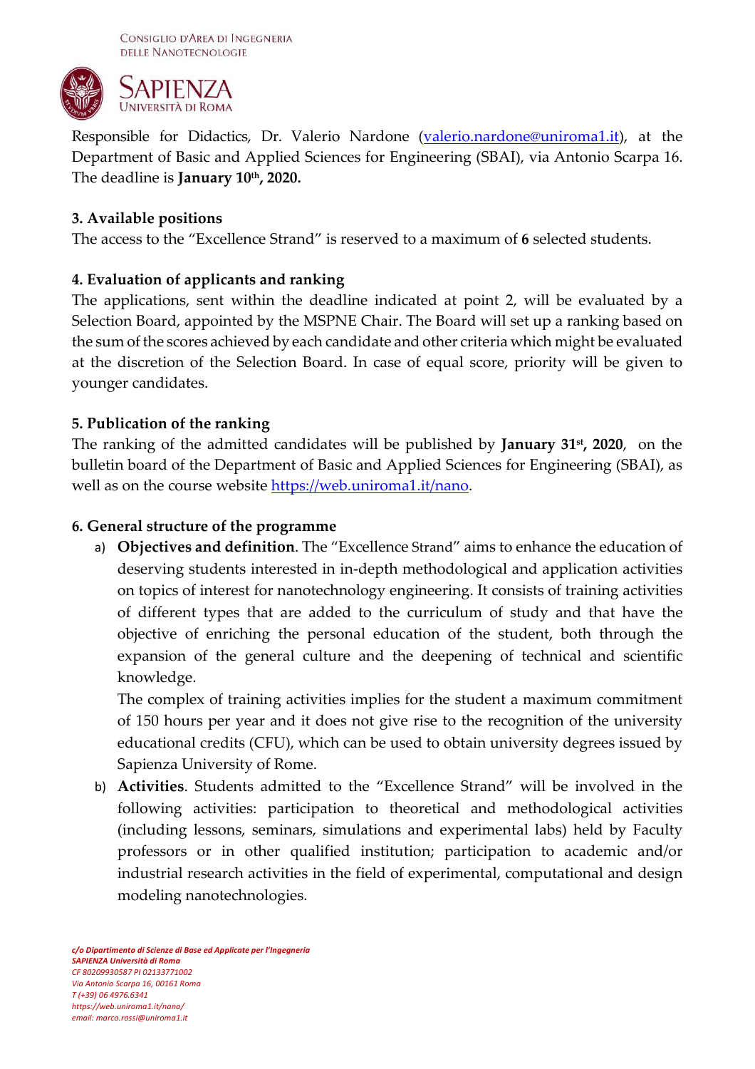Responsible for Didactics, Dr. Valerio Nardone (valerio.nardone@uniroma1.it), at the Department of Basic and Applied Sciences for Engineering (SBAI), via Antonio Scarpa 16. The deadline is **January 10th, 2020.**

### 3. Available positions

The access to the "Excellence Strand" is reserved to a maximum of **6** selected students.

### 4. Evaluation of applicants and ranking

The applications, sent within the deadline indicated at point 2, will be evaluated by a Selection Board, appointed by the MSPNE Chair. The Board will set up a ranking based on the sum of the scores achieved by each candidate and other criteria which might be evaluated at the discretion of the Selection Board. In case of equal score, priority will be given to younger candidates.

### 5. Publication of the ranking

The ranking of the admitted candidates will be published by **January 31st, 2020**, on the bulletin board of the Department of Basic and Applied Sciences for Engineering (SBAI), as well as on the course website https://web.uniroma1.it/nano.

### 6. General structure of the programme

a) **Objectives and definition**. The "Excellence Strand" aims to enhance the education of deserving students interested in in-depth methodological and application activities on topics of interest for nanotechnology engineering. It consists of training activities of different types that are added to the curriculum of study and that have the objective of enriching the personal education of the student, both through the expansion of the general culture and the deepening of technical and scientific knowledge.

   The complex of training activities implies for the student a maximum commitment of 150 hours per year and it does not give rise to the recognition of the university educational credits (CFU), which can be used to obtain university degrees issued by Sapienza University of Rome.

b) **Activities**. Students admitted to the "Excellence Strand" will be involved in the following activities: participation to theoretical and methodological activities (including lessons, seminars, simulations and experimental labs) held by Faculty professors or in other qualified institution; participation to academic and/or industrial research activities in the field of experimental, computational and design modeling nanotechnologies.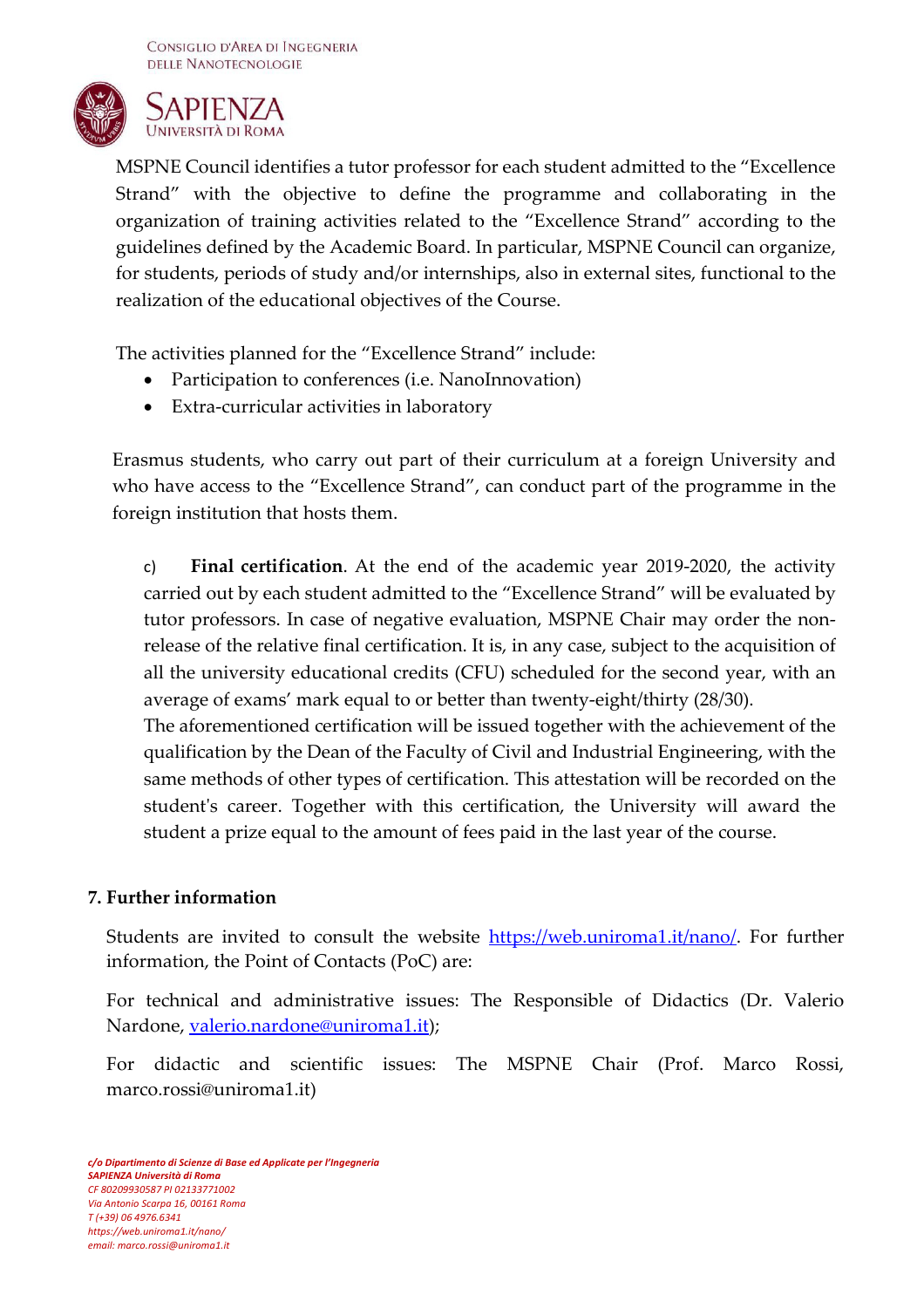MSPNE Council identifies a tutor professor for each student admitted to the "Excellence Strand" with the objective to define the programme and collaborating in the organization of training activities related to the "Excellence Strand" according to the guidelines defined by the Academic Board. In particular, MSPNE Council can organize, for students, periods of study and/or internships, also in external sites, functional to the realization of the educational objectives of the Course.

The activities planned for the "Excellence Strand" include:

- Participation to conferences (i.e. NanoInnovation)
- Extra-curricular activities in laboratory

Erasmus students, who carry out part of their curriculum at a foreign University and who have access to the "Excellence Strand", can conduct part of the programme in the foreign institution that hosts them.

c) **Final certification**. At the end of the academic year 2019-2020, the activity carried out by each student admitted to the "Excellence Strand" will be evaluated by tutor professors. In case of negative evaluation, MSPNE Chair may order the non-release of the relative final certification. It is, in any case, subject to the acquisition of all the university educational credits (CFU) scheduled for the second year, with an average of exams' mark equal to or better than twenty-eight/thirty (28/30).
The aforementioned certification will be issued together with the achievement of the qualification by the Dean of the Faculty of Civil and Industrial Engineering, with the same methods of other types of certification. This attestation will be recorded on the student's career. Together with this certification, the University will award the student a prize equal to the amount of fees paid in the last year of the course.

## 7. Further information

Students are invited to consult the website https://web.uniroma1.it/nano/. For further information, the Point of Contacts (PoC) are:

For technical and administrative issues: The Responsible of Didactics (Dr. Valerio Nardone, valerio.nardone@uniroma1.it);

For didactic and scientific issues: The MSPNE Chair (Prof. Marco Rossi, marco.rossi@uniroma1.it)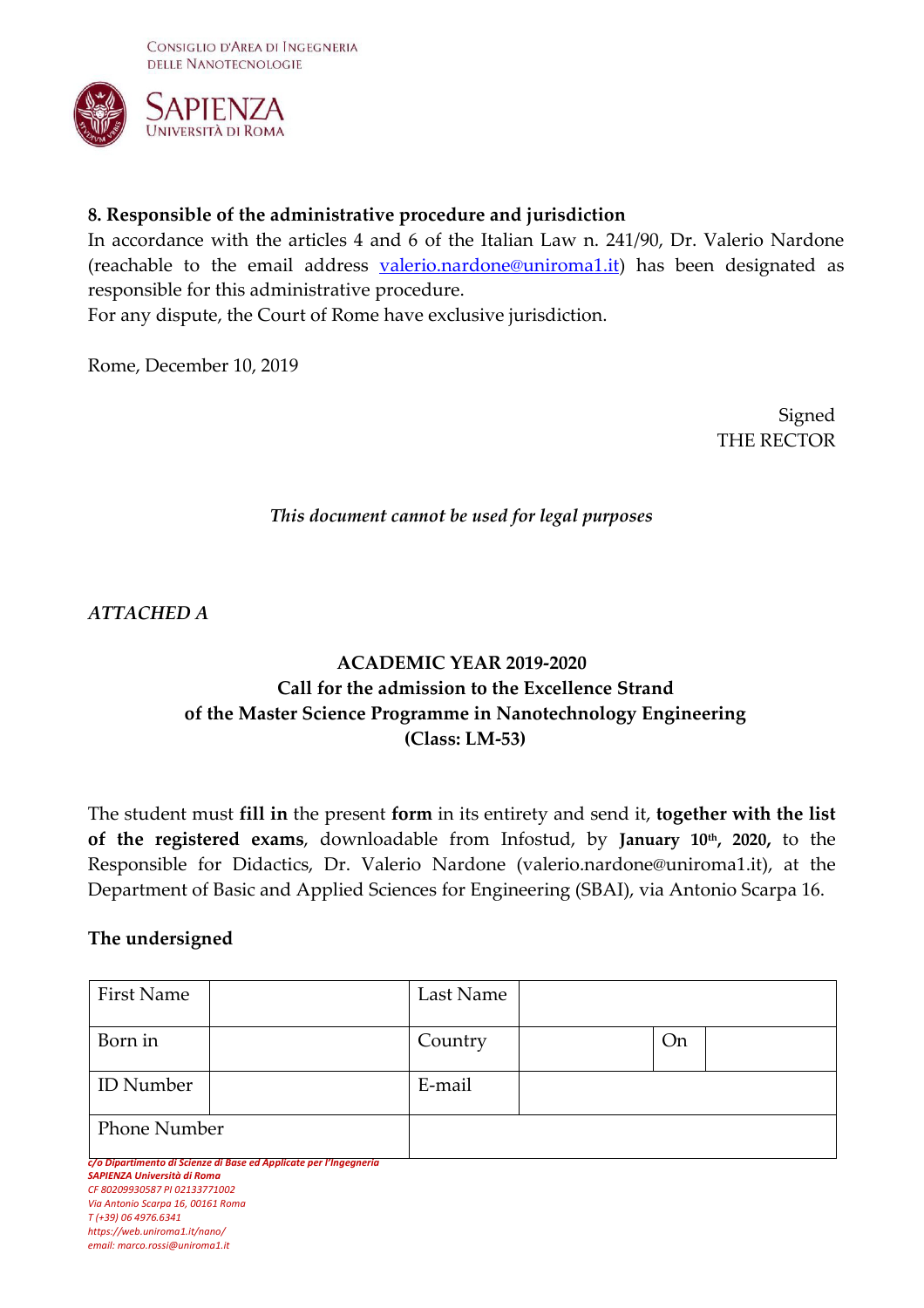### 8. Responsible of the administrative procedure and jurisdiction

In accordance with the articles 4 and 6 of the Italian Law n. 241/90, Dr. Valerio Nardone (reachable to the email address valerio.nardone@uniroma1.it) has been designated as responsible for this administrative procedure.
For any dispute, the Court of Rome have exclusive jurisdiction.

Rome, December 10, 2019

Signed
THE RECTOR

*This document cannot be used for legal purposes*

*ATTACHED A*

**ACADEMIC YEAR 2019-2020**
**Call for the admission to the Excellence Strand**
**of the Master Science Programme in Nanotechnology Engineering**
**(Class: LM-53)**

The student must **fill in** the present **form** in its entirety and send it, **together with the list of the registered exams**, downloadable from Infostud, by **January 10th, 2020,** to the Responsible for Didactics, Dr. Valerio Nardone (valerio.nardone@uniroma1.it), at the Department of Basic and Applied Sciences for Engineering (SBAI), via Antonio Scarpa 16.

**The undersigned**

| First Name | | Last Name | | | |
|---|---|---|---|---|---|
| Born in | | Country | | On | |
| ID Number | | E-mail | | | |
| Phone Number | | | | | |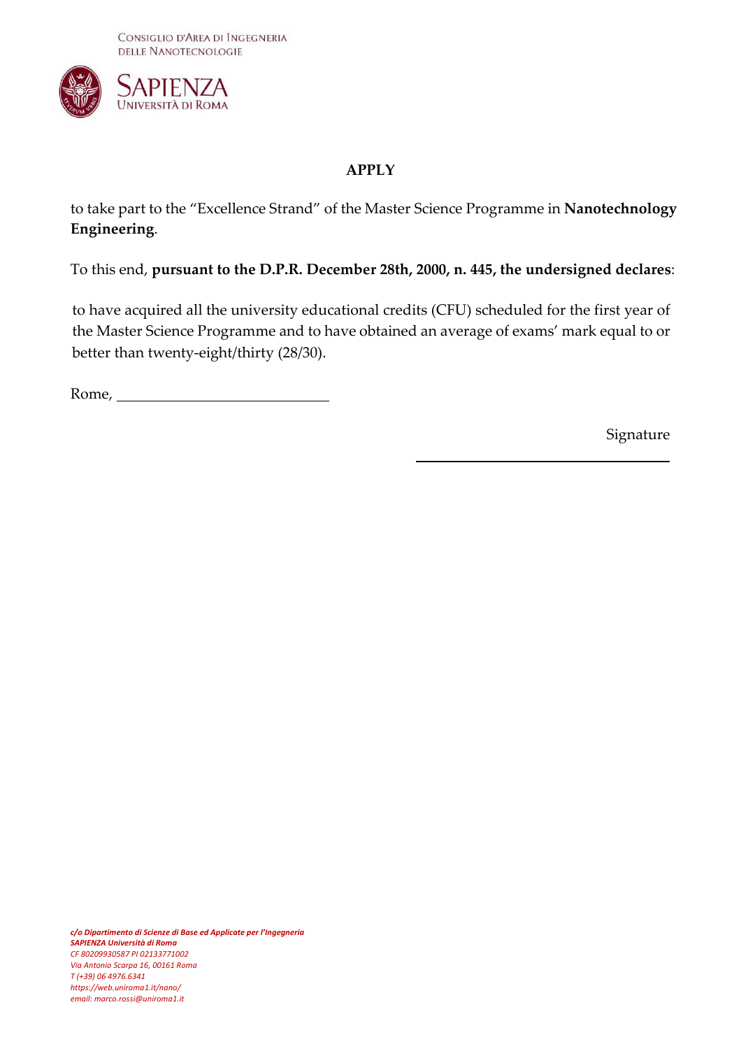CONSIGLIO D'AREA DI INGEGNERIA DELLE NANOTECNOLOGIE

SAPIENZA UNIVERSITÀ DI ROMA

## APPLY

to take part to the "Excellence Strand" of the Master Science Programme in **Nanotechnology Engineering**.

To this end, **pursuant to the D.P.R. December 28th, 2000, n. 445, the undersigned declares**:

to have acquired all the university educational credits (CFU) scheduled for the first year of the Master Science Programme and to have obtained an average of exams' mark equal to or better than twenty-eight/thirty (28/30).

Rome, ____________________________

Signature

____________________________

*c/o Dipartimento di Scienze di Base ed Applicate per l'Ingegneria*
*SAPIENZA Università di Roma*
*CF 80209930587 PI 02133771002*
*Via Antonio Scarpa 16, 00161 Roma*
*T (+39) 06 4976.6341*
*https://web.uniroma1.it/nano/*
*email: marco.rossi@uniroma1.it*